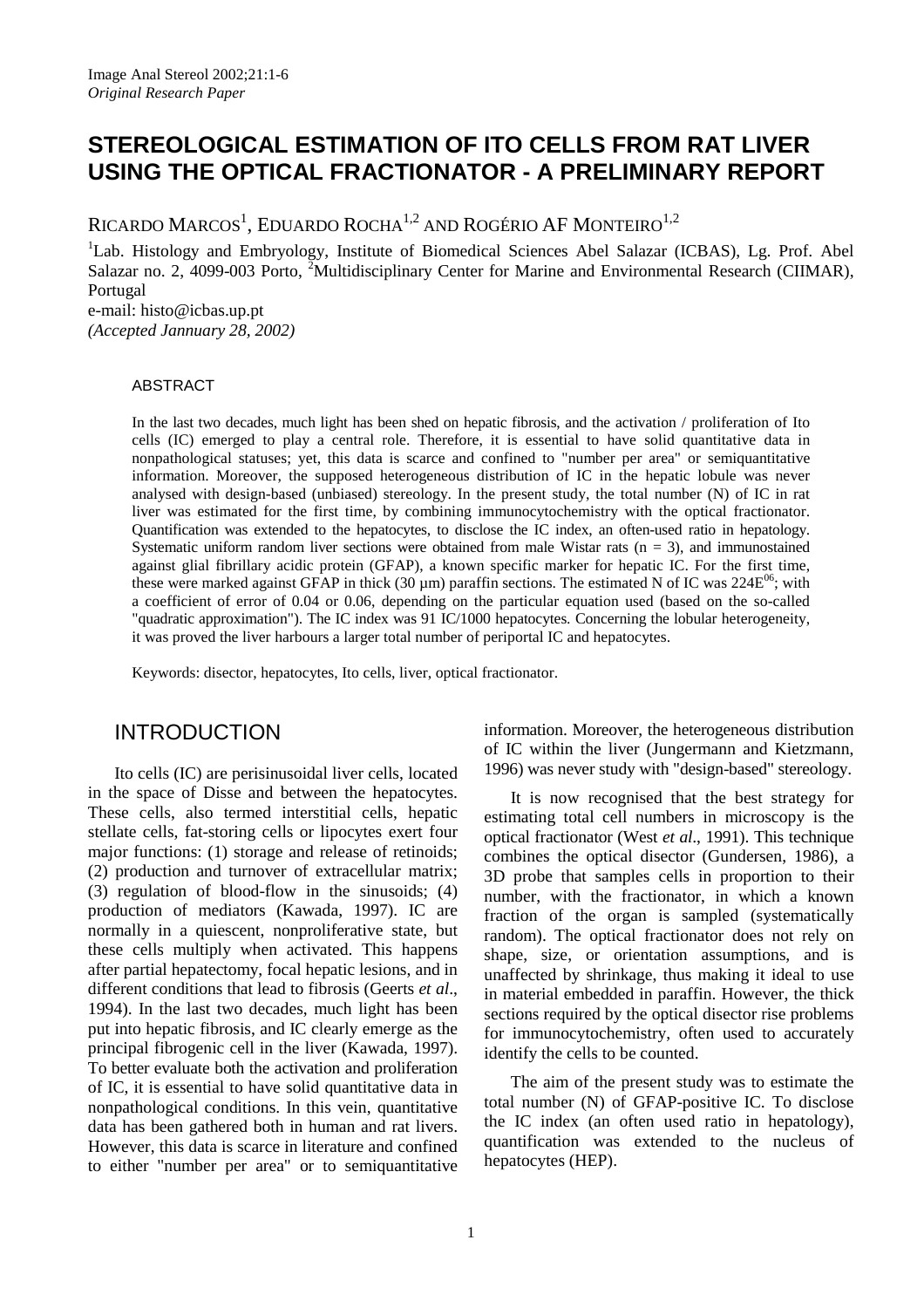*Original Research Paper*

# STEREOLOGICAL ESTIMATION OF ITO CELLS FROM RAT LIVER USING THE OPTICAL FRACTIONATOR - A PRELIMINARY REPORT

RICARDO MARCOS[1], EDUARDO ROCHA[1,2] AND ROGÉRIO AF MONTEIRO[1,2]

[1]Lab. Histology and Embryology, Institute of Biomedical Sciences Abel Salazar (ICBAS), Lg. Prof. Abel Salazar no. 2, 4099-003 Porto, [2]Multidisciplinary Center for Marine and Environmental Research (CIIMAR), Portugal
e-mail: histo@icbas.up.pt
*(Accepted Jannuary 28, 2002)*

## ABSTRACT

In the last two decades, much light has been shed on hepatic fibrosis, and the activation / proliferation of Ito cells (IC) emerged to play a central role. Therefore, it is essential to have solid quantitative data in nonpathological statuses; yet, this data is scarce and confined to "number per area" or semiquantitative information. Moreover, the supposed heterogeneous distribution of IC in the hepatic lobule was never analysed with design-based (unbiased) stereology. In the present study, the total number (N) of IC in rat liver was estimated for the first time, by combining immunocytochemistry with the optical fractionator. Quantification was extended to the hepatocytes, to disclose the IC index, an often-used ratio in hepatology. Systematic uniform random liver sections were obtained from male Wistar rats (n = 3), and immunostained against glial fibrillary acidic protein (GFAP), a known specific marker for hepatic IC. For the first time, these were marked against GFAP in thick (30 µm) paraffin sections. The estimated N of IC was $224E^{06}$; with a coefficient of error of 0.04 or 0.06, depending on the particular equation used (based on the so-called "quadratic approximation"). The IC index was 91 IC/1000 hepatocytes. Concerning the lobular heterogeneity, it was proved the liver harbours a larger total number of periportal IC and hepatocytes.

Keywords: disector, hepatocytes, Ito cells, liver, optical fractionator.

## INTRODUCTION

Ito cells (IC) are perisinusoidal liver cells, located in the space of Disse and between the hepatocytes. These cells, also termed interstitial cells, hepatic stellate cells, fat-storing cells or lipocytes exert four major functions: (1) storage and release of retinoids; (2) production and turnover of extracellular matrix; (3) regulation of blood-flow in the sinusoids; (4) production of mediators (Kawada, 1997). IC are normally in a quiescent, nonproliferative state, but these cells multiply when activated. This happens after partial hepatectomy, focal hepatic lesions, and in different conditions that lead to fibrosis (Geerts *et al*., 1994). In the last two decades, much light has been put into hepatic fibrosis, and IC clearly emerge as the principal fibrogenic cell in the liver (Kawada, 1997). To better evaluate both the activation and proliferation of IC, it is essential to have solid quantitative data in nonpathological conditions. In this vein, quantitative data has been gathered both in human and rat livers. However, this data is scarce in literature and confined to either "number per area" or to semiquantitative information. Moreover, the heterogeneous distribution of IC within the liver (Jungermann and Kietzmann, 1996) was never study with "design-based" stereology.

It is now recognised that the best strategy for estimating total cell numbers in microscopy is the optical fractionator (West *et al*., 1991). This technique combines the optical disector (Gundersen, 1986), a 3D probe that samples cells in proportion to their number, with the fractionator, in which a known fraction of the organ is sampled (systematically random). The optical fractionator does not rely on shape, size, or orientation assumptions, and is unaffected by shrinkage, thus making it ideal to use in material embedded in paraffin. However, the thick sections required by the optical disector rise problems for immunocytochemistry, often used to accurately identify the cells to be counted.

The aim of the present study was to estimate the total number (N) of GFAP-positive IC. To disclose the IC index (an often used ratio in hepatology), quantification was extended to the nucleus of hepatocytes (HEP).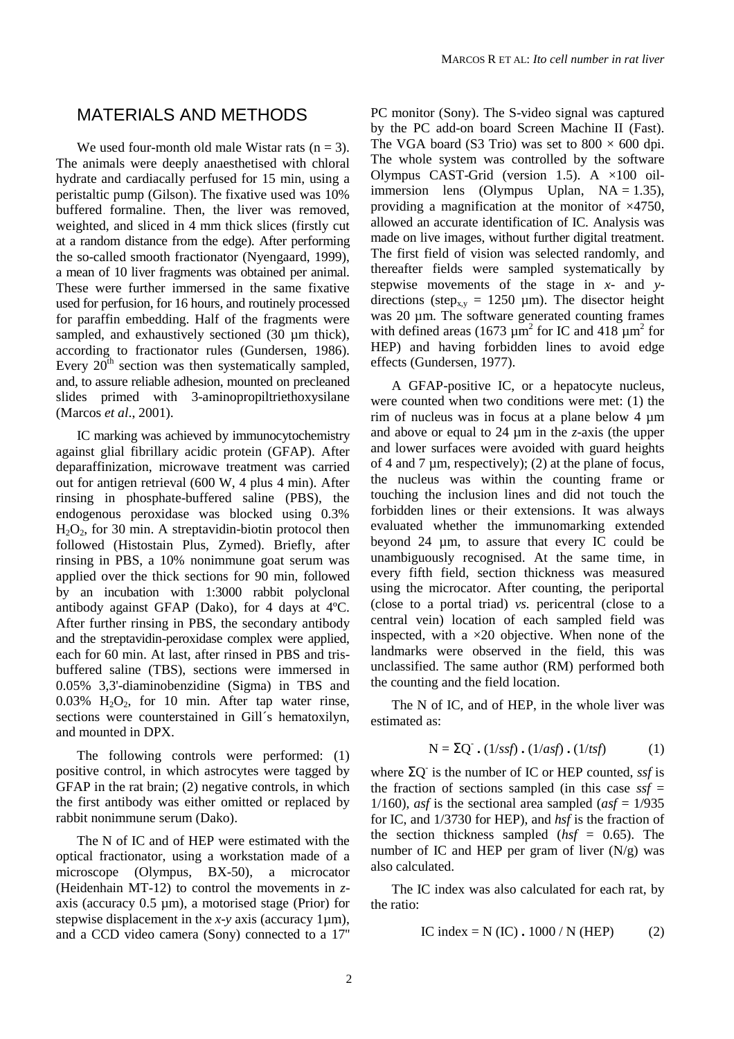## MATERIALS AND METHODS

We used four-month old male Wistar rats (n = 3). The animals were deeply anaesthetised with chloral hydrate and cardiacally perfused for 15 min, using a peristaltic pump (Gilson). The fixative used was 10% buffered formaline. Then, the liver was removed, weighted, and sliced in 4 mm thick slices (firstly cut at a random distance from the edge). After performing the so-called smooth fractionator (Nyengaard, 1999), a mean of 10 liver fragments was obtained per animal. These were further immersed in the same fixative used for perfusion, for 16 hours, and routinely processed for paraffin embedding. Half of the fragments were sampled, and exhaustively sectioned (30 µm thick), according to fractionator rules (Gundersen, 1986). Every $20^{th}$ section was then systematically sampled, and, to assure reliable adhesion, mounted on precleaned slides primed with 3-aminopropiltriethoxysilane (Marcos *et al*., 2001).

IC marking was achieved by immunocytochemistry against glial fibrillary acidic protein (GFAP). After deparaffinization, microwave treatment was carried out for antigen retrieval (600 W, 4 plus 4 min). After rinsing in phosphate-buffered saline (PBS), the endogenous peroxidase was blocked using 0.3% $H_2O_2$, for 30 min. A streptavidin-biotin protocol then followed (Histostain Plus, Zymed). Briefly, after rinsing in PBS, a 10% nonimmune goat serum was applied over the thick sections for 90 min, followed by an incubation with 1:3000 rabbit polyclonal antibody against GFAP (Dako), for 4 days at 4ºC. After further rinsing in PBS, the secondary antibody and the streptavidin-peroxidase complex were applied, each for 60 min. At last, after rinsed in PBS and tris-buffered saline (TBS), sections were immersed in 0.05% 3,3'-diaminobenzidine (Sigma) in TBS and 0.03% $H_2O_2$, for 10 min. After tap water rinse, sections were counterstained in Gill´s hematoxilyn, and mounted in DPX.

The following controls were performed: (1) positive control, in which astrocytes were tagged by GFAP in the rat brain; (2) negative controls, in which the first antibody was either omitted or replaced by rabbit nonimmune serum (Dako).

The N of IC and of HEP were estimated with the optical fractionator, using a workstation made of a microscope (Olympus, BX-50), a microcator (Heidenhain MT-12) to control the movements in *z*-axis (accuracy 0.5 µm), a motorised stage (Prior) for stepwise displacement in the *x-y* axis (accuracy 1µm), and a CCD video camera (Sony) connected to a 17" PC monitor (Sony). The S-video signal was captured by the PC add-on board Screen Machine II (Fast). The VGA board (S3 Trio) was set to 800 × 600 dpi. The whole system was controlled by the software Olympus CAST-Grid (version 1.5). A ×100 oil-immersion lens (Olympus Uplan, NA = 1.35), providing a magnification at the monitor of ×4750, allowed an accurate identification of IC. Analysis was made on live images, without further digital treatment. The first field of vision was selected randomly, and thereafter fields were sampled systematically by stepwise movements of the stage in *x*- and *y*-directions ($step_{x,y}$ = 1250 µm). The disector height was 20 µm. The software generated counting frames with defined areas (1673 $\mu m^2$ for IC and 418 $\mu m^2$ for HEP) and having forbidden lines to avoid edge effects (Gundersen, 1977).

A GFAP-positive IC, or a hepatocyte nucleus, were counted when two conditions were met: (1) the rim of nucleus was in focus at a plane below 4 µm and above or equal to 24 µm in the *z*-axis (the upper and lower surfaces were avoided with guard heights of 4 and 7 µm, respectively); (2) at the plane of focus, the nucleus was within the counting frame or touching the inclusion lines and did not touch the forbidden lines or their extensions. It was always evaluated whether the immunomarking extended beyond 24 µm, to assure that every IC could be unambiguously recognised. At the same time, in every fifth field, section thickness was measured using the microcator. After counting, the periportal (close to a portal triad) *vs.* pericentral (close to a central vein) location of each sampled field was inspected, with a ×20 objective. When none of the landmarks were observed in the field, this was unclassified. The same author (RM) performed both the counting and the field location.

The N of IC, and of HEP, in the whole liver was estimated as:

$$N = \Sigma Q^{-} \cdot (1/ssf) \cdot (1/asf) \cdot (1/tsf) \qquad (1)$$

where $\Sigma Q^{-}$ is the number of IC or HEP counted, *ssf* is the fraction of sections sampled (in this case *ssf* = 1/160), *asf* is the sectional area sampled (*asf* = 1/935 for IC, and 1/3730 for HEP), and *hsf* is the fraction of the section thickness sampled (*hsf* = 0.65). The number of IC and HEP per gram of liver (N/g) was also calculated.

The IC index was also calculated for each rat, by the ratio:

$$\text{IC index} = N\text{ (IC)} \cdot 1000 / N\text{ (HEP)} \qquad (2)$$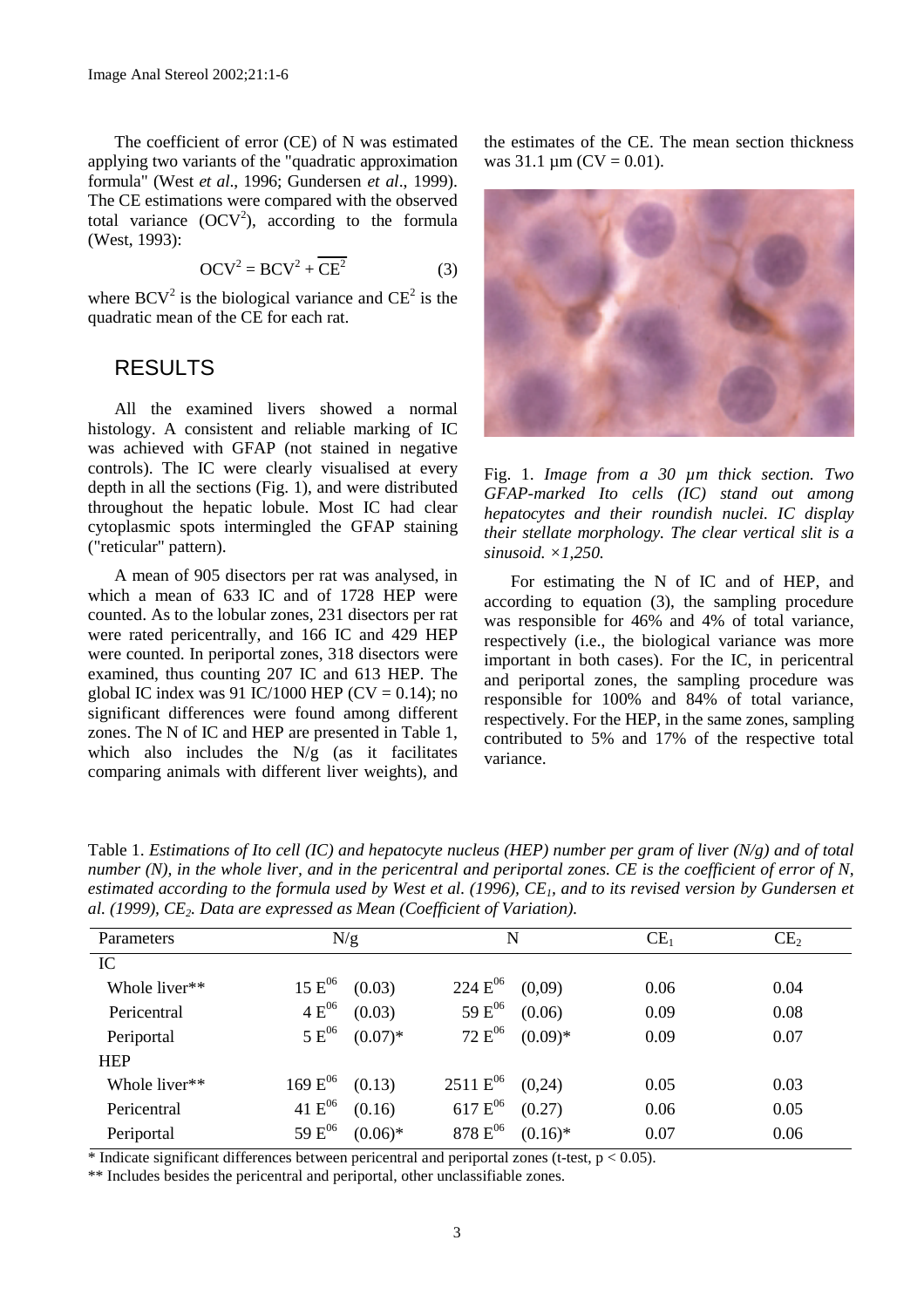The coefficient of error (CE) of N was estimated applying two variants of the "quadratic approximation formula" (West *et al*., 1996; Gundersen *et al*., 1999). The CE estimations were compared with the observed total variance ($OCV^2$), according to the formula (West, 1993):

$$OCV^2 = BCV^2 + \overline{CE^2} \qquad (3)$$

where $BCV^2$ is the biological variance and $CE^2$ is the quadratic mean of the CE for each rat.

## RESULTS

All the examined livers showed a normal histology. A consistent and reliable marking of IC was achieved with GFAP (not stained in negative controls). The IC were clearly visualised at every depth in all the sections (Fig. 1), and were distributed throughout the hepatic lobule. Most IC had clear cytoplasmic spots intermingled the GFAP staining ("reticular" pattern).

A mean of 905 disectors per rat was analysed, in which a mean of 633 IC and of 1728 HEP were counted. As to the lobular zones, 231 disectors per rat were rated pericentrally, and 166 IC and 429 HEP were counted. In periportal zones, 318 disectors were examined, thus counting 207 IC and 613 HEP. The global IC index was 91 IC/1000 HEP (CV = 0.14); no significant differences were found among different zones. The N of IC and HEP are presented in Table 1, which also includes the N/g (as it facilitates comparing animals with different liver weights), and the estimates of the CE. The mean section thickness was 31.1 µm (CV = 0.01).

Fig. 1. *Image from a 30 µm thick section. Two GFAP-marked Ito cells (IC) stand out among hepatocytes and their roundish nuclei. IC display their stellate morphology. The clear vertical slit is a sinusoid. ×1,250.*

For estimating the N of IC and of HEP, and according to equation (3), the sampling procedure was responsible for 46% and 4% of total variance, respectively (i.e., the biological variance was more important in both cases). For the IC, in pericentral and periportal zones, the sampling procedure was responsible for 100% and 84% of total variance, respectively. For the HEP, in the same zones, sampling contributed to 5% and 17% of the respective total variance.

Table 1. *Estimations of Ito cell (IC) and hepatocyte nucleus (HEP) number per gram of liver (N/g) and of total number (N), in the whole liver, and in the pericentral and periportal zones. CE is the coefficient of error of N, estimated according to the formula used by West et al. (1996), $CE_1$, and to its revised version by Gundersen et al. (1999), $CE_2$. Data are expressed as Mean (Coefficient of Variation).*

| Parameters | N/g | N | $CE_1$ | $CE_2$ |
|---|---|---|---|---|
| IC | | | | |
| Whole liver** | $15\ E^{06}$ (0.03) | $224\ E^{06}$ (0,09) | 0.06 | 0.04 |
| Pericentral | $4\ E^{06}$ (0.03) | $59\ E^{06}$ (0.06) | 0.09 | 0.08 |
| Periportal | $5\ E^{06}$ (0.07)* | $72\ E^{06}$ (0.09)* | 0.09 | 0.07 |
| HEP | | | | |
| Whole liver** | $169\ E^{06}$ (0.13) | $2511\ E^{06}$ (0,24) | 0.05 | 0.03 |
| Pericentral | $41\ E^{06}$ (0.16) | $617\ E^{06}$ (0.27) | 0.06 | 0.05 |
| Periportal | $59\ E^{06}$ (0.06)* | $878\ E^{06}$ (0.16)* | 0.07 | 0.06 |

* Indicate significant differences between pericentral and periportal zones (t-test, $p < 0.05$).

** Includes besides the pericentral and periportal, other unclassifiable zones.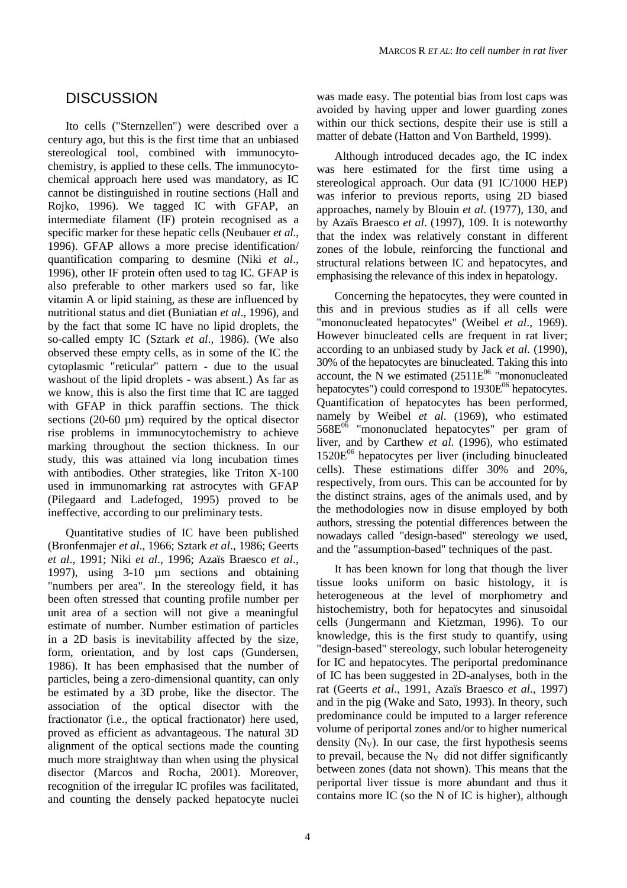## DISCUSSION

Ito cells ("Sternzellen") were described over a century ago, but this is the first time that an unbiased stereological tool, combined with immunocytochemistry, is applied to these cells. The immunocytochemical approach here used was mandatory, as IC cannot be distinguished in routine sections (Hall and Rojko, 1996). We tagged IC with GFAP, an intermediate filament (IF) protein recognised as a specific marker for these hepatic cells (Neubauer *et al*., 1996). GFAP allows a more precise identification/ quantification comparing to desmine (Niki *et al*., 1996), other IF protein often used to tag IC. GFAP is also preferable to other markers used so far, like vitamin A or lipid staining, as these are influenced by nutritional status and diet (Buniatian *et al*., 1996), and by the fact that some IC have no lipid droplets, the so-called empty IC (Sztark *et al*., 1986). (We also observed these empty cells, as in some of the IC the cytoplasmic "reticular" pattern - due to the usual washout of the lipid droplets - was absent.) As far as we know, this is also the first time that IC are tagged with GFAP in thick paraffin sections. The thick sections (20-60 µm) required by the optical disector rise problems in immunocytochemistry to achieve marking throughout the section thickness. In our study, this was attained via long incubation times with antibodies. Other strategies, like Triton X-100 used in immunomarking rat astrocytes with GFAP (Pilegaard and Ladefoged, 1995) proved to be ineffective, according to our preliminary tests.

Quantitative studies of IC have been published (Bronfenmajer *et al*., 1966; Sztark *et al*., 1986; Geerts *et al*., 1991; Niki *et al*., 1996; Azaïs Braesco *et al*., 1997), using 3-10 µm sections and obtaining "numbers per area". In the stereology field, it has been often stressed that counting profile number per unit area of a section will not give a meaningful estimate of number. Number estimation of particles in a 2D basis is inevitability affected by the size, form, orientation, and by lost caps (Gundersen, 1986). It has been emphasised that the number of particles, being a zero-dimensional quantity, can only be estimated by a 3D probe, like the disector. The association of the optical disector with the fractionator (i.e., the optical fractionator) here used, proved as efficient as advantageous. The natural 3D alignment of the optical sections made the counting much more straightway than when using the physical disector (Marcos and Rocha, 2001). Moreover, recognition of the irregular IC profiles was facilitated, and counting the densely packed hepatocyte nuclei was made easy. The potential bias from lost caps was avoided by having upper and lower guarding zones within our thick sections, despite their use is still a matter of debate (Hatton and Von Bartheld, 1999).

Although introduced decades ago, the IC index was here estimated for the first time using a stereological approach. Our data (91 IC/1000 HEP) was inferior to previous reports, using 2D biased approaches, namely by Blouin *et al*. (1977), 130, and by Azaïs Braesco *et al*. (1997), 109. It is noteworthy that the index was relatively constant in different zones of the lobule, reinforcing the functional and structural relations between IC and hepatocytes, and emphasising the relevance of this index in hepatology.

Concerning the hepatocytes, they were counted in this and in previous studies as if all cells were "mononucleated hepatocytes" (Weibel *et al*., 1969). However binucleated cells are frequent in rat liver; according to an unbiased study by Jack *et al*. (1990), 30% of the hepatocytes are binucleated. Taking this into account, the N we estimated ($2511E^{06}$ "mononucleated hepatocytes") could correspond to $1930E^{06}$ hepatocytes. Quantification of hepatocytes has been performed, namely by Weibel *et al*. (1969), who estimated $568E^{06}$ "mononuclated hepatocytes" per gram of liver, and by Carthew *et al*. (1996), who estimated $1520E^{06}$ hepatocytes per liver (including binucleated cells). These estimations differ 30% and 20%, respectively, from ours. This can be accounted for by the distinct strains, ages of the animals used, and by the methodologies now in disuse employed by both authors, stressing the potential differences between the nowadays called "design-based" stereology we used, and the "assumption-based" techniques of the past.

It has been known for long that though the liver tissue looks uniform on basic histology, it is heterogeneous at the level of morphometry and histochemistry, both for hepatocytes and sinusoidal cells (Jungermann and Kietzman, 1996). To our knowledge, this is the first study to quantify, using "design-based" stereology, such lobular heterogeneity for IC and hepatocytes. The periportal predominance of IC has been suggested in 2D-analyses, both in the rat (Geerts *et al*., 1991, Azaïs Braesco *et al*., 1997) and in the pig (Wake and Sato, 1993). In theory, such predominance could be imputed to a larger reference volume of periportal zones and/or to higher numerical density ($N_V$). In our case, the first hypothesis seems to prevail, because the $N_V$ did not differ significantly between zones (data not shown). This means that the periportal liver tissue is more abundant and thus it contains more IC (so the N of IC is higher), although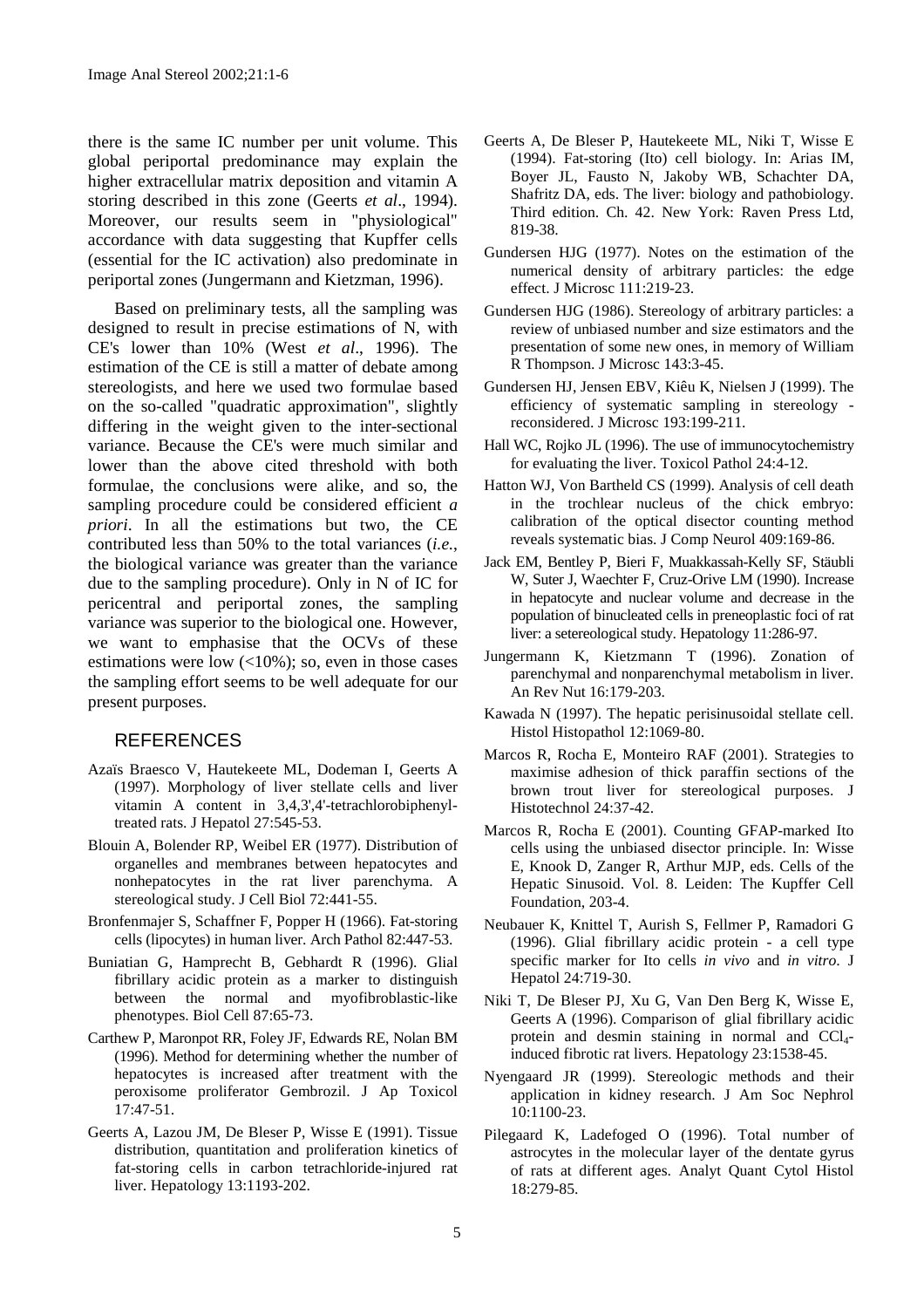there is the same IC number per unit volume. This global periportal predominance may explain the higher extracellular matrix deposition and vitamin A storing described in this zone (Geerts *et al*., 1994). Moreover, our results seem in "physiological" accordance with data suggesting that Kupffer cells (essential for the IC activation) also predominate in periportal zones (Jungermann and Kietzman, 1996).

Based on preliminary tests, all the sampling was designed to result in precise estimations of N, with CE's lower than 10% (West *et al*., 1996). The estimation of the CE is still a matter of debate among stereologists, and here we used two formulae based on the so-called "quadratic approximation", slightly differing in the weight given to the inter-sectional variance. Because the CE's were much similar and lower than the above cited threshold with both formulae, the conclusions were alike, and so, the sampling procedure could be considered efficient *a priori*. In all the estimations but two, the CE contributed less than 50% to the total variances (*i.e.*, the biological variance was greater than the variance due to the sampling procedure). Only in N of IC for pericentral and periportal zones, the sampling variance was superior to the biological one. However, we want to emphasise that the OCVs of these estimations were low (<10%); so, even in those cases the sampling effort seems to be well adequate for our present purposes.

## REFERENCES

Azaïs Braesco V, Hautekeete ML, Dodeman I, Geerts A (1997). Morphology of liver stellate cells and liver vitamin A content in 3,4,3',4'-tetrachlorobiphenyl-treated rats. J Hepatol 27:545-53.

Blouin A, Bolender RP, Weibel ER (1977). Distribution of organelles and membranes between hepatocytes and nonhepatocytes in the rat liver parenchyma. A stereological study. J Cell Biol 72:441-55.

Bronfenmajer S, Schaffner F, Popper H (1966). Fat-storing cells (lipocytes) in human liver. Arch Pathol 82:447-53.

Buniatian G, Hamprecht B, Gebhardt R (1996). Glial fibrillary acidic protein as a marker to distinguish between the normal and myofibroblastic-like phenotypes. Biol Cell 87:65-73.

Carthew P, Maronpot RR, Foley JF, Edwards RE, Nolan BM (1996). Method for determining whether the number of hepatocytes is increased after treatment with the peroxisome proliferator Gembrozil. J Ap Toxicol 17:47-51.

Geerts A, Lazou JM, De Bleser P, Wisse E (1991). Tissue distribution, quantitation and proliferation kinetics of fat-storing cells in carbon tetrachloride-injured rat liver. Hepatology 13:1193-202.

Geerts A, De Bleser P, Hautekeete ML, Niki T, Wisse E (1994). Fat-storing (Ito) cell biology. In: Arias IM, Boyer JL, Fausto N, Jakoby WB, Schachter DA, Shafritz DA, eds. The liver: biology and pathobiology. Third edition. Ch. 42. New York: Raven Press Ltd, 819-38.

Gundersen HJG (1977). Notes on the estimation of the numerical density of arbitrary particles: the edge effect. J Microsc 111:219-23.

Gundersen HJG (1986). Stereology of arbitrary particles: a review of unbiased number and size estimators and the presentation of some new ones, in memory of William R Thompson. J Microsc 143:3-45.

Gundersen HJ, Jensen EBV, Kiêu K, Nielsen J (1999). The efficiency of systematic sampling in stereology - reconsidered. J Microsc 193:199-211.

Hall WC, Rojko JL (1996). The use of immunocytochemistry for evaluating the liver. Toxicol Pathol 24:4-12.

Hatton WJ, Von Bartheld CS (1999). Analysis of cell death in the trochlear nucleus of the chick embryo: calibration of the optical disector counting method reveals systematic bias. J Comp Neurol 409:169-86.

Jack EM, Bentley P, Bieri F, Muakkassah-Kelly SF, Stäubli W, Suter J, Waechter F, Cruz-Orive LM (1990). Increase in hepatocyte and nuclear volume and decrease in the population of binucleated cells in preneoplastic foci of rat liver: a setereological study. Hepatology 11:286-97.

Jungermann K, Kietzmann T (1996). Zonation of parenchymal and nonparenchymal metabolism in liver. An Rev Nut 16:179-203.

Kawada N (1997). The hepatic perisinusoidal stellate cell. Histol Histopathol 12:1069-80.

Marcos R, Rocha E, Monteiro RAF (2001). Strategies to maximise adhesion of thick paraffin sections of the brown trout liver for stereological purposes. J Histotechnol 24:37-42.

Marcos R, Rocha E (2001). Counting GFAP-marked Ito cells using the unbiased disector principle. In: Wisse E, Knook D, Zanger R, Arthur MJP, eds. Cells of the Hepatic Sinusoid. Vol. 8. Leiden: The Kupffer Cell Foundation, 203-4.

Neubauer K, Knittel T, Aurish S, Fellmer P, Ramadori G (1996). Glial fibrillary acidic protein - a cell type specific marker for Ito cells *in vivo* and *in vitro*. J Hepatol 24:719-30.

Niki T, De Bleser PJ, Xu G, Van Den Berg K, Wisse E, Geerts A (1996). Comparison of glial fibrillary acidic protein and desmin staining in normal and $CCl_4$-induced fibrotic rat livers. Hepatology 23:1538-45.

Nyengaard JR (1999). Stereologic methods and their application in kidney research. J Am Soc Nephrol 10:1100-23.

Pilegaard K, Ladefoged O (1996). Total number of astrocytes in the molecular layer of the dentate gyrus of rats at different ages. Analyt Quant Cytol Histol 18:279-85.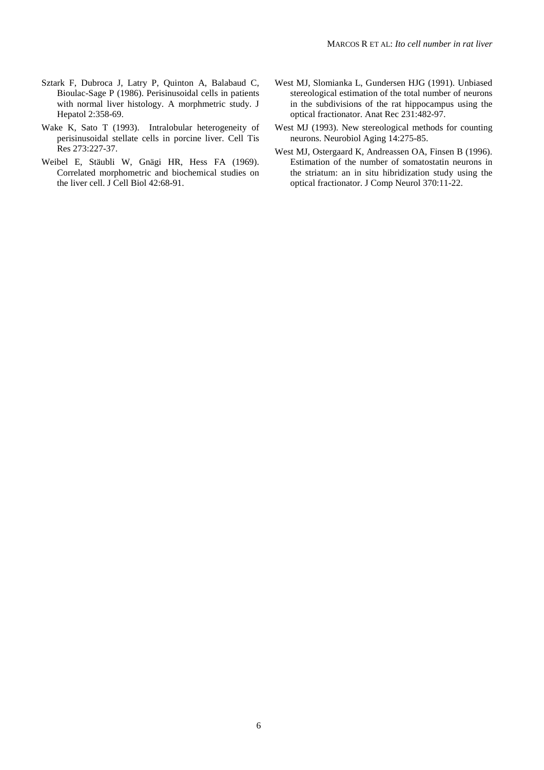Sztark F, Dubroca J, Latry P, Quinton A, Balabaud C, Bioulac-Sage P (1986). Perisinusoidal cells in patients with normal liver histology. A morphmetric study. J Hepatol 2:358-69.

Wake K, Sato T (1993). Intralobular heterogeneity of perisinusoidal stellate cells in porcine liver. Cell Tis Res 273:227-37.

Weibel E, Stäubli W, Gnägi HR, Hess FA (1969). Correlated morphometric and biochemical studies on the liver cell. J Cell Biol 42:68-91.

West MJ, Slomianka L, Gundersen HJG (1991). Unbiased stereological estimation of the total number of neurons in the subdivisions of the rat hippocampus using the optical fractionator. Anat Rec 231:482-97.

West MJ (1993). New stereological methods for counting neurons. Neurobiol Aging 14:275-85.

West MJ, Ostergaard K, Andreassen OA, Finsen B (1996). Estimation of the number of somatostatin neurons in the striatum: an in situ hibridization study using the optical fractionator. J Comp Neurol 370:11-22.